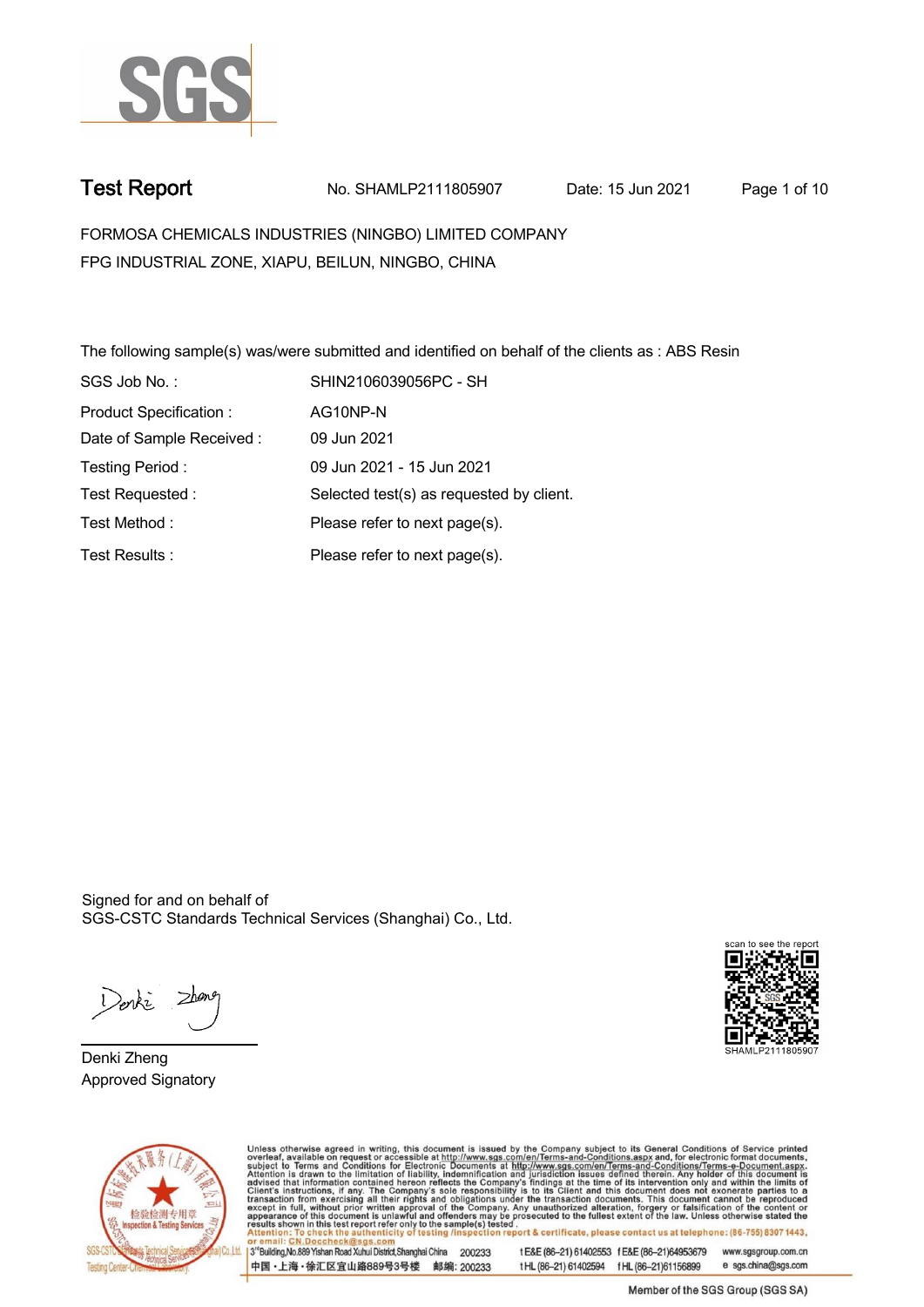# Test Report

No. SHAMLP2111805907 Date: 15 Jun 2021

FORMOSA CHEMICALS INDUSTRIES (NINGBO) LIMITED COMPANY
FPG INDUSTRIAL ZONE, XIAPU, BEILUN, NINGBO, CHINA

The following sample(s) was/were submitted and identified on behalf of the clients as : ABS Resin

| | |
|---|---|
| SGS Job No. : | SHIN2106039056PC - SH |
| Product Specification : | AG10NP-N |
| Date of Sample Received : | 09 Jun 2021 |
| Testing Period : | 09 Jun 2021 - 15 Jun 2021 |
| Test Requested : | Selected test(s) as requested by client. |
| Test Method : | Please refer to next page(s). |
| Test Results : | Please refer to next page(s). |

Signed for and on behalf of
SGS-CSTC Standards Technical Services (Shanghai) Co., Ltd.

Denki Zheng
Approved Signatory

scan to see the report
SHAMLP2111805907

Unless otherwise agreed in writing, this document is issued by the Company subject to its General Conditions of Service printed overleaf, available on request or accessible at http://www.sgs.com/en/Terms-and-Conditions.aspx and, for electronic format documents, subject to Terms and Conditions for Electronic Documents at http://www.sgs.com/en/Terms-and-Conditions/Terms-e-Document.aspx. Attention is drawn to the limitation of liability, indemnification and jurisdiction issues defined therein. Any holder of this document is advised that information contained hereon reflects the Company's findings at the time of its intervention only and within the limits of Client's instructions, if any. The Company's sole responsibility is to its Client and this document does not exonerate parties to a transaction from exercising all their rights and obligations under the transaction documents. This document cannot be reproduced except in full, without prior written approval of the Company. Any unauthorized alteration, forgery or falsification of the content or appearance of this document is unlawful and offenders may be prosecuted to the fullest extent of the law. Unless otherwise stated the results shown in this test report refer only to the sample(s) tested .
Attention: To check the authenticity of testing /inspection report & certificate, please contact us at telephone: (86-755) 8307 1443, or email: CN.Doccheck@sgs.com

3rd Building, No.889 Yishan Road Xuhui District, Shanghai China 200233 t E&E (86-21) 61402553 f E&E (86-21)64953679 www.sgsgroup.com.cn
中国・上海・徐汇区宜山路889号3号楼 邮编: 200233 t HL (86-21) 61402594 f HL (86-21)61156899 e sgs.china@sgs.com

Member of the SGS Group (SGS SA)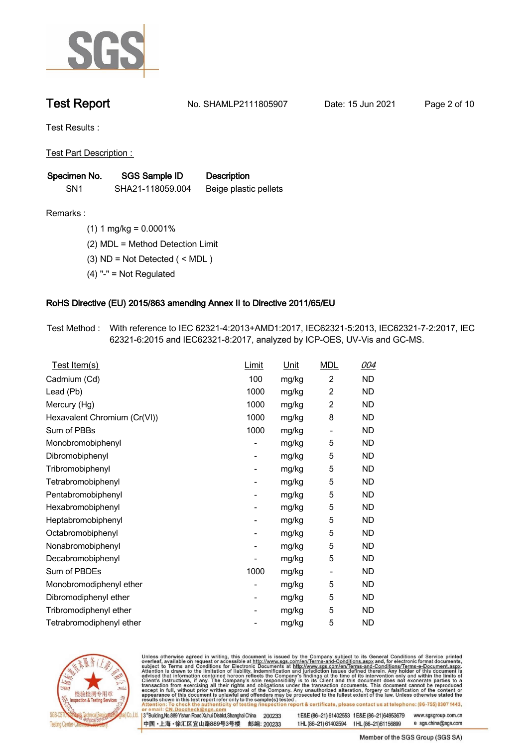# Test Report

No. SHAMLP2111805907 Date: 15 Jun 2021

Test Results :

Test Part Description :

| Specimen No. | SGS Sample ID | Description |
|---|---|---|
| SN1 | SHA21-118059.004 | Beige plastic pellets |

Remarks :

(1) 1 mg/kg = 0.0001%

(2) MDL = Method Detection Limit

(3) ND = Not Detected ( < MDL )

(4) "-" = Not Regulated

## RoHS Directive (EU) 2015/863 amending Annex II to Directive 2011/65/EU

Test Method : With reference to IEC 62321-4:2013+AMD1:2017, IEC62321-5:2013, IEC62321-7-2:2017, IEC 62321-6:2015 and IEC62321-8:2017, analyzed by ICP-OES, UV-Vis and GC-MS.

| Test Item(s) | Limit | Unit | MDL | 004 |
|---|---|---|---|---|
| Cadmium (Cd) | 100 | mg/kg | 2 | ND |
| Lead (Pb) | 1000 | mg/kg | 2 | ND |
| Mercury (Hg) | 1000 | mg/kg | 2 | ND |
| Hexavalent Chromium (Cr(VI)) | 1000 | mg/kg | 8 | ND |
| Sum of PBBs | 1000 | mg/kg | - | ND |
| Monobromobiphenyl | - | mg/kg | 5 | ND |
| Dibromobiphenyl | - | mg/kg | 5 | ND |
| Tribromobiphenyl | - | mg/kg | 5 | ND |
| Tetrabromobiphenyl | - | mg/kg | 5 | ND |
| Pentabromobiphenyl | - | mg/kg | 5 | ND |
| Hexabromobiphenyl | - | mg/kg | 5 | ND |
| Heptabromobiphenyl | - | mg/kg | 5 | ND |
| Octabromobiphenyl | - | mg/kg | 5 | ND |
| Nonabromobiphenyl | - | mg/kg | 5 | ND |
| Decabromobiphenyl | - | mg/kg | 5 | ND |
| Sum of PBDEs | 1000 | mg/kg | - | ND |
| Monobromodiphenyl ether | - | mg/kg | 5 | ND |
| Dibromodiphenyl ether | - | mg/kg | 5 | ND |
| Tribromodiphenyl ether | - | mg/kg | 5 | ND |
| Tetrabromodiphenyl ether | - | mg/kg | 5 | ND |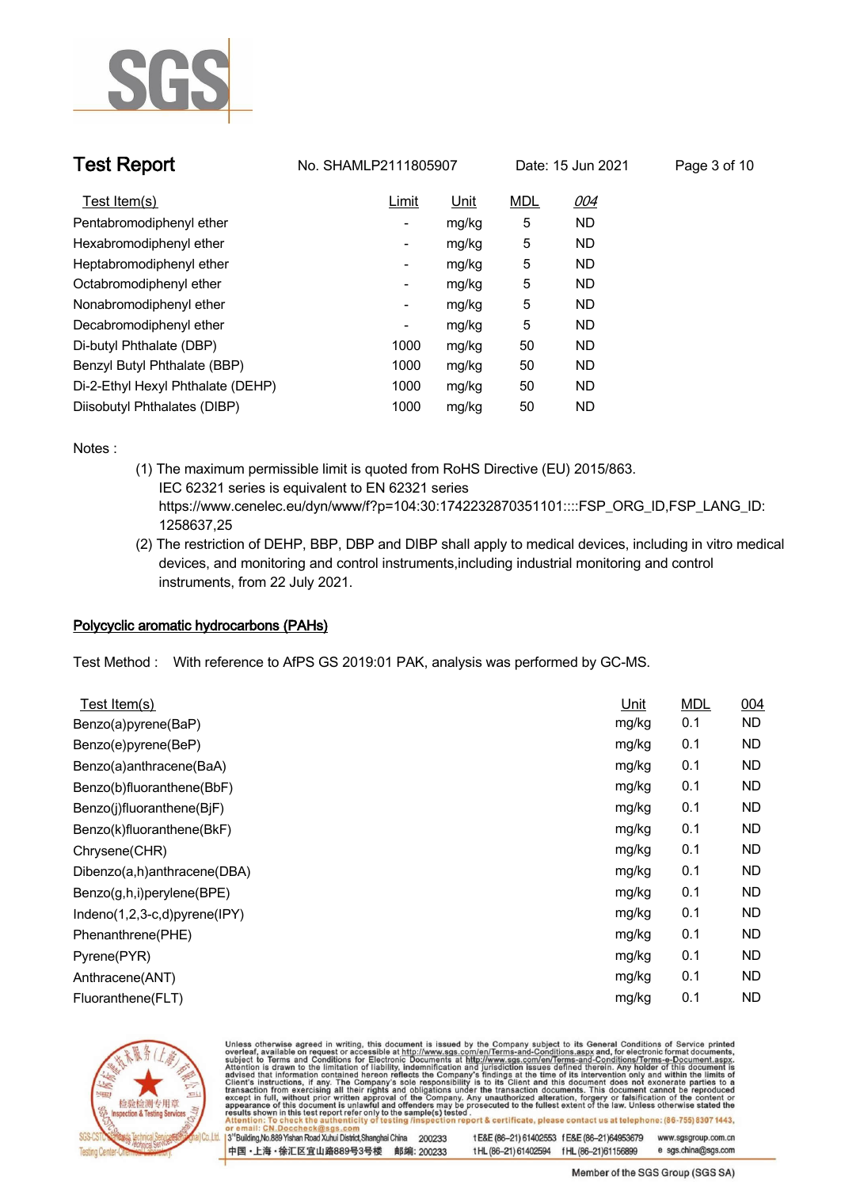| Test Item(s) | Limit | Unit | MDL | 004 |
|---|---|---|---|---|
| Pentabromodiphenyl ether | - | mg/kg | 5 | ND |
| Hexabromodiphenyl ether | - | mg/kg | 5 | ND |
| Heptabromodiphenyl ether | - | mg/kg | 5 | ND |
| Octabromodiphenyl ether | - | mg/kg | 5 | ND |
| Nonabromodiphenyl ether | - | mg/kg | 5 | ND |
| Decabromodiphenyl ether | - | mg/kg | 5 | ND |
| Di-butyl Phthalate (DBP) | 1000 | mg/kg | 50 | ND |
| Benzyl Butyl Phthalate (BBP) | 1000 | mg/kg | 50 | ND |
| Di-2-Ethyl Hexyl Phthalate (DEHP) | 1000 | mg/kg | 50 | ND |
| Diisobutyl Phthalates (DIBP) | 1000 | mg/kg | 50 | ND |

Notes :

(1) The maximum permissible limit is quoted from RoHS Directive (EU) 2015/863.
IEC 62321 series is equivalent to EN 62321 series
https://www.cenelec.eu/dyn/www/f?p=104:30:1742232870351101::::FSP_ORG_ID,FSP_LANG_ID:1258637,25

(2) The restriction of DEHP, BBP, DBP and DIBP shall apply to medical devices, including in vitro medical devices, and monitoring and control instruments,including industrial monitoring and control instruments, from 22 July 2021.

## Polycyclic aromatic hydrocarbons (PAHs)

Test Method : With reference to AfPS GS 2019:01 PAK, analysis was performed by GC-MS.

| Test Item(s) | Unit | MDL | 004 |
|---|---|---|---|
| Benzo(a)pyrene(BaP) | mg/kg | 0.1 | ND |
| Benzo(e)pyrene(BeP) | mg/kg | 0.1 | ND |
| Benzo(a)anthracene(BaA) | mg/kg | 0.1 | ND |
| Benzo(b)fluoranthene(BbF) | mg/kg | 0.1 | ND |
| Benzo(j)fluoranthene(BjF) | mg/kg | 0.1 | ND |
| Benzo(k)fluoranthene(BkF) | mg/kg | 0.1 | ND |
| Chrysene(CHR) | mg/kg | 0.1 | ND |
| Dibenzo(a,h)anthracene(DBA) | mg/kg | 0.1 | ND |
| Benzo(g,h,i)perylene(BPE) | mg/kg | 0.1 | ND |
| Indeno(1,2,3-c,d)pyrene(IPY) | mg/kg | 0.1 | ND |
| Phenanthrene(PHE) | mg/kg | 0.1 | ND |
| Pyrene(PYR) | mg/kg | 0.1 | ND |
| Anthracene(ANT) | mg/kg | 0.1 | ND |
| Fluoranthene(FLT) | mg/kg | 0.1 | ND |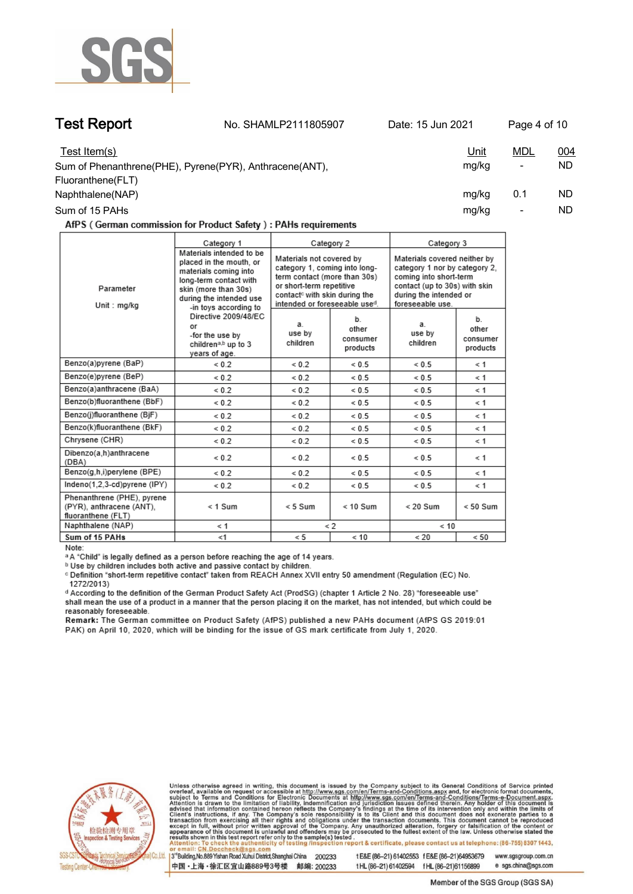# Test Report

No. SHAMLP2111805907 Date: 15 Jun 2021

| Test Item(s) | Unit | MDL | 004 |
|---|---|---|---|
| Sum of Phenanthrene(PHE), Pyrene(PYR), Anthracene(ANT), Fluoranthene(FLT) | mg/kg | - | ND |
| Naphthalene(NAP) | mg/kg | 0.1 | ND |
| Sum of 15 PAHs | mg/kg | - | ND |

**AfPS ( German commission for Product Safety ) : PAHs requirements**

| Parameter Unit : mg/kg | Category 1 | Category 2 | | Category 3 | |
|---|---|---|---|---|---|
| | Materials intended to be placed in the mouth, or materials coming into long-term contact with skin (more than 30s) during the intended use -in toys according to Directive 2009/48/EC or -for the use by children[a,b] up to 3 years of age. | Materials not covered by category 1, coming into long-term contact (more than 30s) or short-term repetitive contact[c] with skin during the intended or foreseeable use[d]. | | Materials covered neither by category 1 nor by category 2, coming into short-term contact (up to 30s) with skin during the intended or foreseeable use. | |
| | | a. use by children | b. other consumer products | a. use by children | b. other consumer products |
| Benzo(a)pyrene (BaP) | < 0.2 | < 0.2 | < 0.5 | < 0.5 | < 1 |
| Benzo(e)pyrene (BeP) | < 0.2 | < 0.2 | < 0.5 | < 0.5 | < 1 |
| Benzo(a)anthracene (BaA) | < 0.2 | < 0.2 | < 0.5 | < 0.5 | < 1 |
| Benzo(b)fluoranthene (BbF) | < 0.2 | < 0.2 | < 0.5 | < 0.5 | < 1 |
| Benzo(j)fluoranthene (BjF) | < 0.2 | < 0.2 | < 0.5 | < 0.5 | < 1 |
| Benzo(k)fluoranthene (BkF) | < 0.2 | < 0.2 | < 0.5 | < 0.5 | < 1 |
| Chrysene (CHR) | < 0.2 | < 0.2 | < 0.5 | < 0.5 | < 1 |
| Dibenzo(a,h)anthracene (DBA) | < 0.2 | < 0.2 | < 0.5 | < 0.5 | < 1 |
| Benzo(g,h,i)perylene (BPE) | < 0.2 | < 0.2 | < 0.5 | < 0.5 | < 1 |
| Indeno(1,2,3-cd)pyrene (IPY) | < 0.2 | < 0.2 | < 0.5 | < 0.5 | < 1 |
| Phenanthrene (PHE), pyrene (PYR), anthracene (ANT), fluoranthene (FLT) | < 1 Sum | < 5 Sum | < 10 Sum | < 20 Sum | < 50 Sum |
| Naphthalene (NAP) | < 1 | < 2 | | < 10 | |
| **Sum of 15 PAHs** | <1 | < 5 | < 10 | < 20 | < 50 |

Note:

[a] A "Child" is legally defined as a person before reaching the age of 14 years.

[b] Use by children includes both active and passive contact by children.

[c] Definition "short-term repetitive contact" taken from REACH Annex XVII entry 50 amendment (Regulation (EC) No. 1272/2013)

[d] According to the definition of the German Product Safety Act (ProdSG) (chapter 1 Article 2 No. 28) "foreseeable use" shall mean the use of a product in a manner that the person placing it on the market, has not intended, but which could be reasonably foreseeable.

**Remark:** The German committee on Product Safety (AfPS) published a new PAHs document (AfPS GS 2019:01 PAK) on April 10, 2020, which will be binding for the issue of GS mark certificate from July 1, 2020.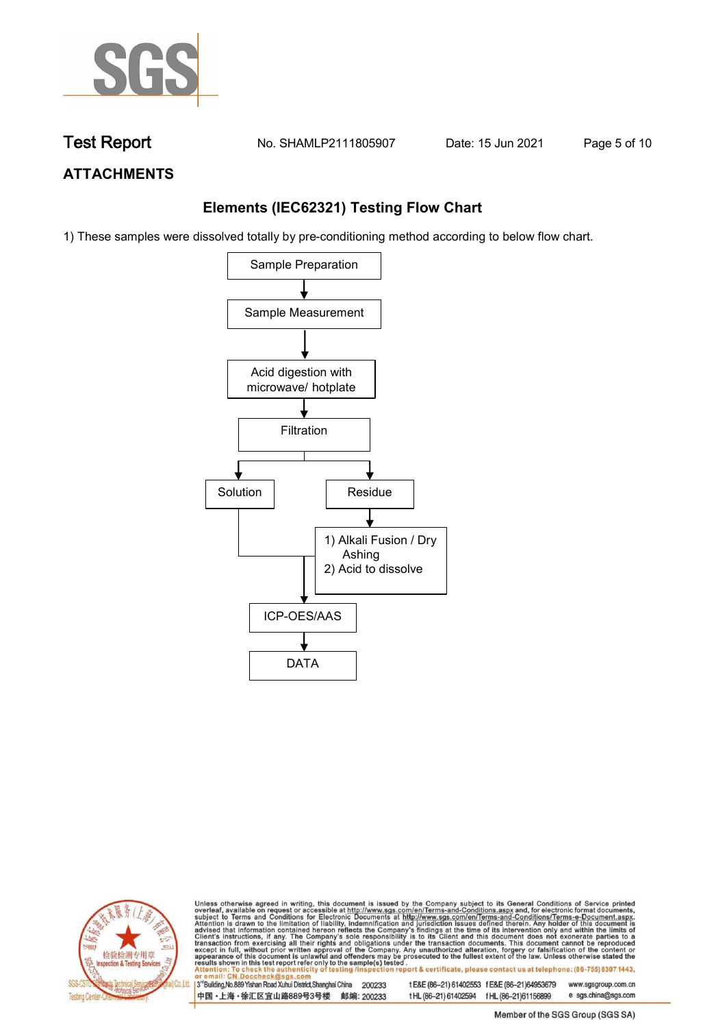## ATTACHMENTS

### Elements (IEC62321) Testing Flow Chart

1) These samples were dissolved totally by pre-conditioning method according to below flow chart.

Sample Preparation

↓

Sample Measurement

↓

Acid digestion with microwave/ hotplate

↓

Filtration

↓

Solution | Residue

Residue → 1) Alkali Fusion / Dry Ashing 2) Acid to dissolve

↓

ICP-OES/AAS

↓

DATA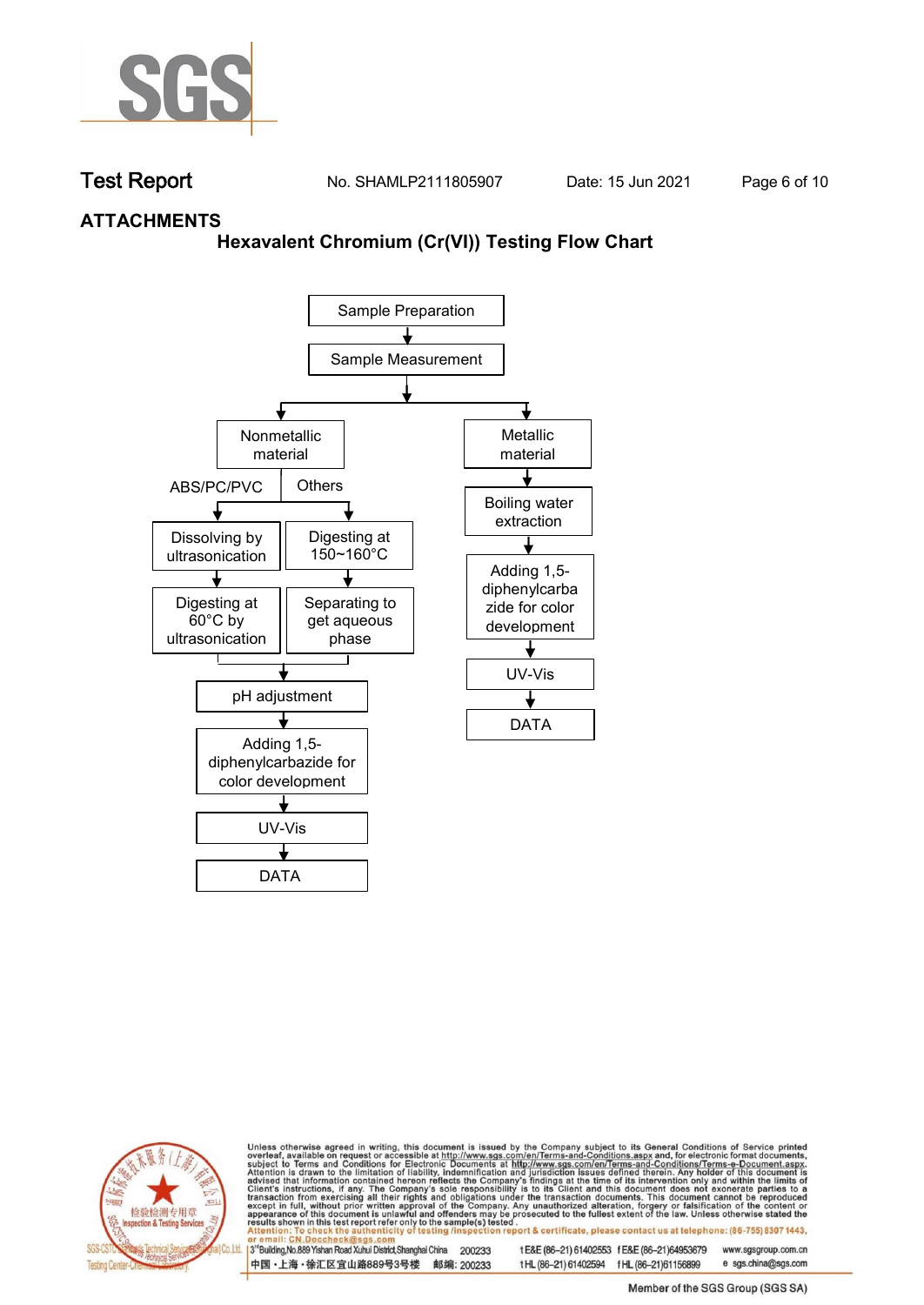## ATTACHMENTS

### Hexavalent Chromium (Cr(VI)) Testing Flow Chart

Sample Preparation
↓
Sample Measurement
↓

**Nonmetallic material**

- ABS/PC/PVC
  - Dissolving by ultrasonication
  - ↓
  - Digesting at 60°C by ultrasonication
- Others
  - Digesting at 150~160°C
  - ↓
  - Separating to get aqueous phase

↓
pH adjustment
↓
Adding 1,5-diphenylcarbazide for color development
↓
UV-Vis
↓
DATA

**Metallic material**

↓
Boiling water extraction
↓
Adding 1,5-diphenylcarbazide for color development
↓
UV-Vis
↓
DATA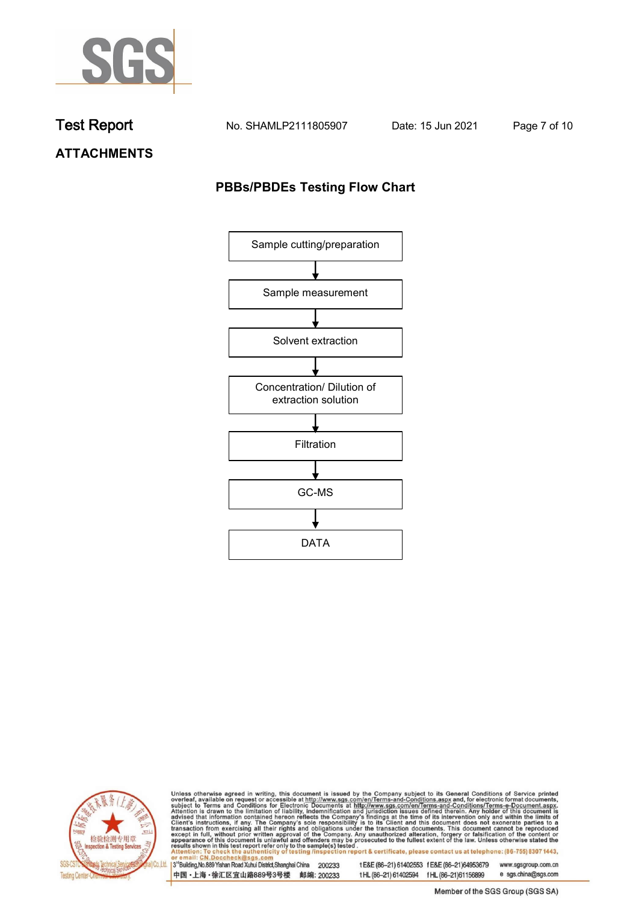## ATTACHMENTS

### PBBs/PBDEs Testing Flow Chart

Sample cutting/preparation

↓

Sample measurement

↓

Solvent extraction

↓

Concentration/ Dilution of extraction solution

↓

Filtration

↓

GC-MS

↓

DATA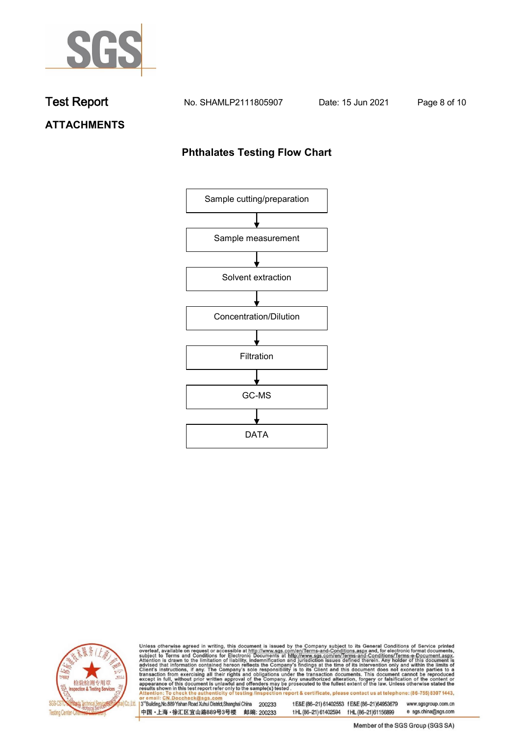# Test Report

No. SHAMLP2111805907 Date: 15 Jun 2021

## ATTACHMENTS

### Phthalates Testing Flow Chart

Sample cutting/preparation

↓

Sample measurement

↓

Solvent extraction

↓

Concentration/Dilution

↓

Filtration

↓

GC-MS

↓

DATA

Unless otherwise agreed in writing, this document is issued by the Company subject to its General Conditions of Service printed overleaf, available on request or accessible at http://www.sgs.com/en/Terms-and-Conditions.aspx and, for electronic format documents, subject to Terms and Conditions for Electronic Documents at http://www.sgs.com/en/Terms-and-Conditions/Terms-e-Document.aspx. Attention is drawn to the limitation of liability, indemnification and jurisdiction issues defined therein. Any holder of this document is advised that information contained hereon reflects the Company's findings at the time of its intervention only and within the limits of Client's instructions, if any. The Company's sole responsibility is to its Client and this document does not exonerate parties to a transaction from exercising all their rights and obligations under the transaction documents. This document cannot be reproduced except in full, without prior written approval of the Company. Any unauthorized alteration, forgery or falsification of the content or appearance of this document is unlawful and offenders may be prosecuted to the fullest extent of the law. Unless otherwise stated the results shown in this test report refer only to the sample(s) tested.

Attention: To check the authenticity of testing /inspection report & certificate, please contact us at telephone: (86-755) 8307 1443, or email: CN.Doccheck@sgs.com

3rdBuilding,No.889 Yishan Road Xuhui District,Shanghai China 200233 t E&E (86-21) 61402553 f E&E (86-21)64953679 www.sgsgroup.com.cn

中国・上海・徐汇区宜山路889号3号楼 邮编: 200233 t HL (86-21) 61402594 f HL (86-21)61156899 e sgs.china@sgs.com

Member of the SGS Group (SGS SA)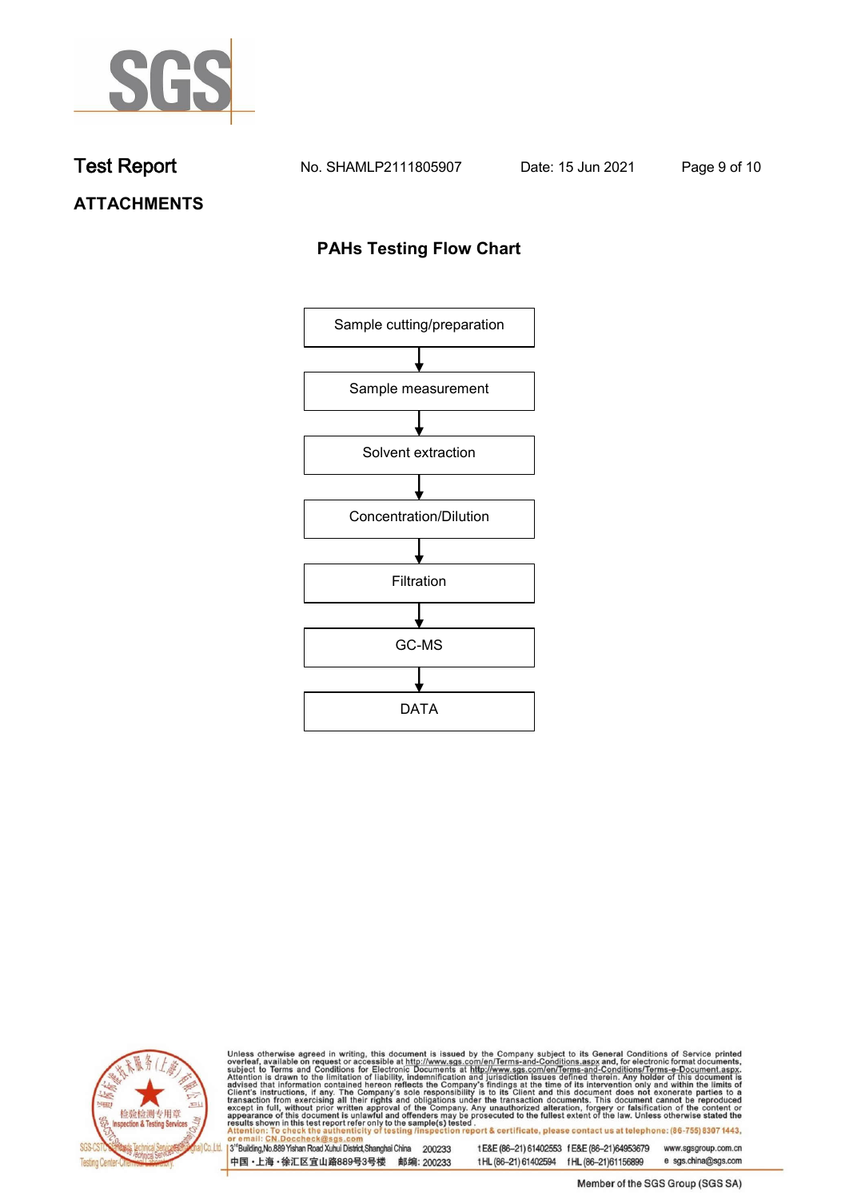# ATTACHMENTS

## PAHs Testing Flow Chart

Sample cutting/preparation
↓
Sample measurement
↓
Solvent extraction
↓
Concentration/Dilution
↓
Filtration
↓
GC-MS
↓
DATA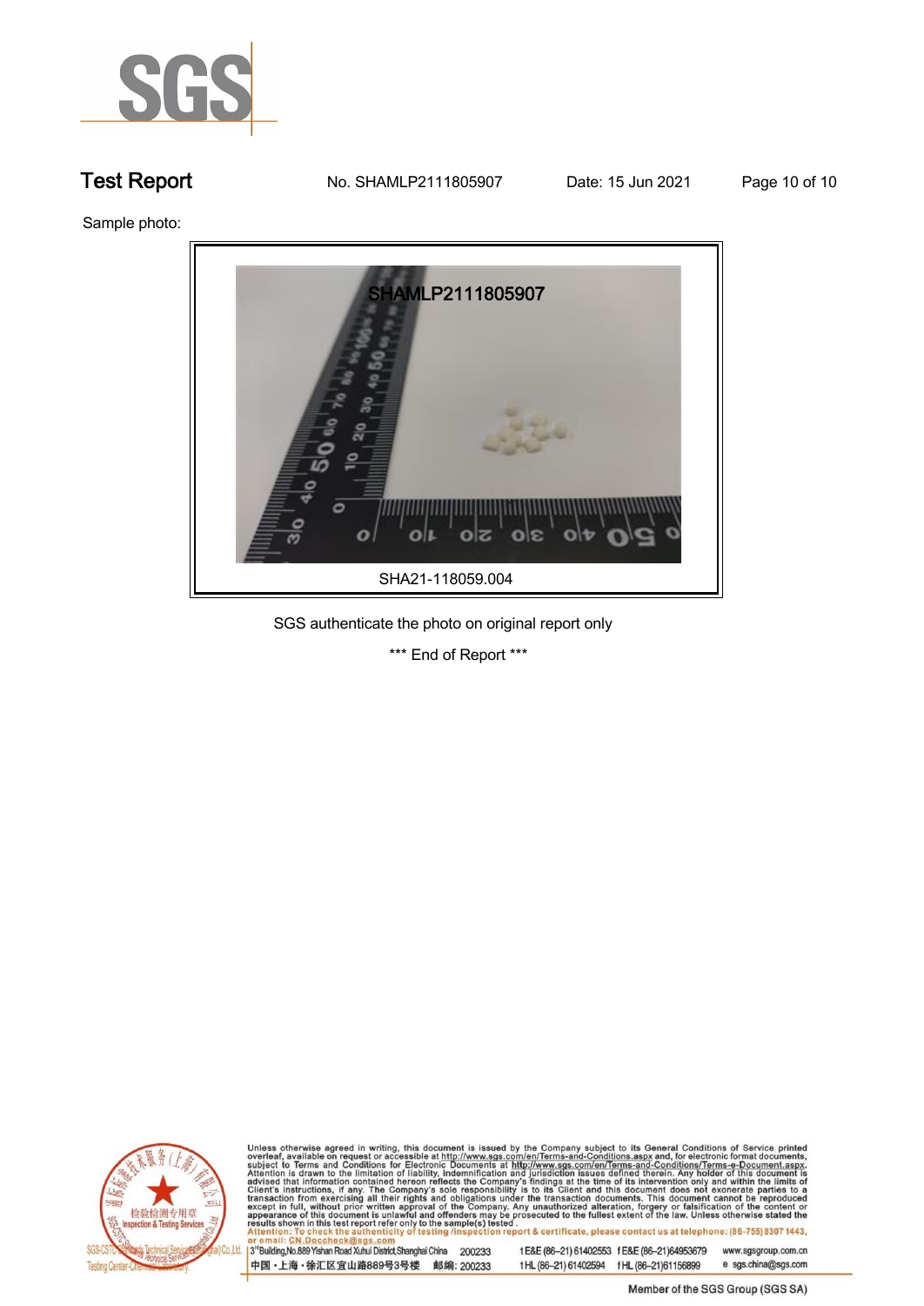Sample photo:

SHA21-118059.004

SGS authenticate the photo on original report only

*** End of Report ***